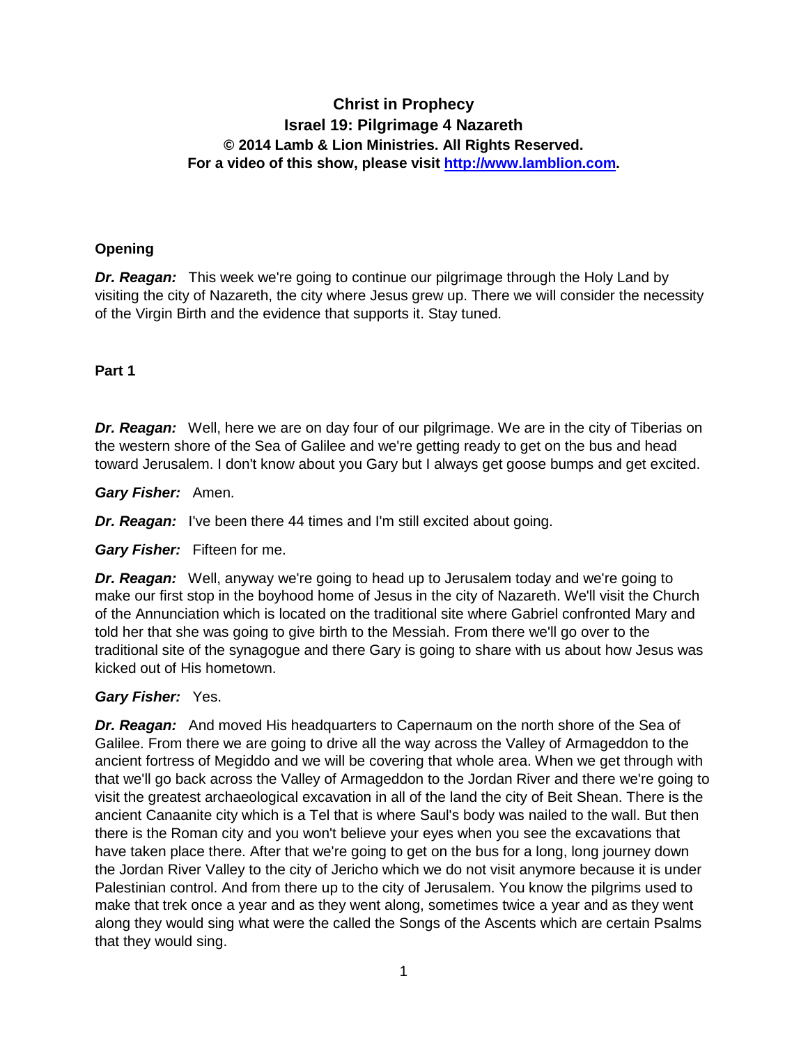**Christ in Prophecy**
**Israel 19: Pilgrimage 4 Nazareth**
**© 2014 Lamb & Lion Ministries. All Rights Reserved.**
**For a video of this show, please visit [http://www.lamblion.com](http://www.lamblion.com).**

### Opening

***Dr. Reagan:*** This week we're going to continue our pilgrimage through the Holy Land by visiting the city of Nazareth, the city where Jesus grew up. There we will consider the necessity of the Virgin Birth and the evidence that supports it. Stay tuned.

### Part 1

***Dr. Reagan:*** Well, here we are on day four of our pilgrimage. We are in the city of Tiberias on the western shore of the Sea of Galilee and we're getting ready to get on the bus and head toward Jerusalem. I don't know about you Gary but I always get goose bumps and get excited.

***Gary Fisher:*** Amen.

***Dr. Reagan:*** I've been there 44 times and I'm still excited about going.

***Gary Fisher:*** Fifteen for me.

***Dr. Reagan:*** Well, anyway we're going to head up to Jerusalem today and we're going to make our first stop in the boyhood home of Jesus in the city of Nazareth. We'll visit the Church of the Annunciation which is located on the traditional site where Gabriel confronted Mary and told her that she was going to give birth to the Messiah. From there we'll go over to the traditional site of the synagogue and there Gary is going to share with us about how Jesus was kicked out of His hometown.

***Gary Fisher:*** Yes.

***Dr. Reagan:*** And moved His headquarters to Capernaum on the north shore of the Sea of Galilee. From there we are going to drive all the way across the Valley of Armageddon to the ancient fortress of Megiddo and we will be covering that whole area. When we get through with that we'll go back across the Valley of Armageddon to the Jordan River and there we're going to visit the greatest archaeological excavation in all of the land the city of Beit Shean. There is the ancient Canaanite city which is a Tel that is where Saul's body was nailed to the wall. But then there is the Roman city and you won't believe your eyes when you see the excavations that have taken place there. After that we're going to get on the bus for a long, long journey down the Jordan River Valley to the city of Jericho which we do not visit anymore because it is under Palestinian control. And from there up to the city of Jerusalem. You know the pilgrims used to make that trek once a year and as they went along, sometimes twice a year and as they went along they would sing what were the called the Songs of the Ascents which are certain Psalms that they would sing.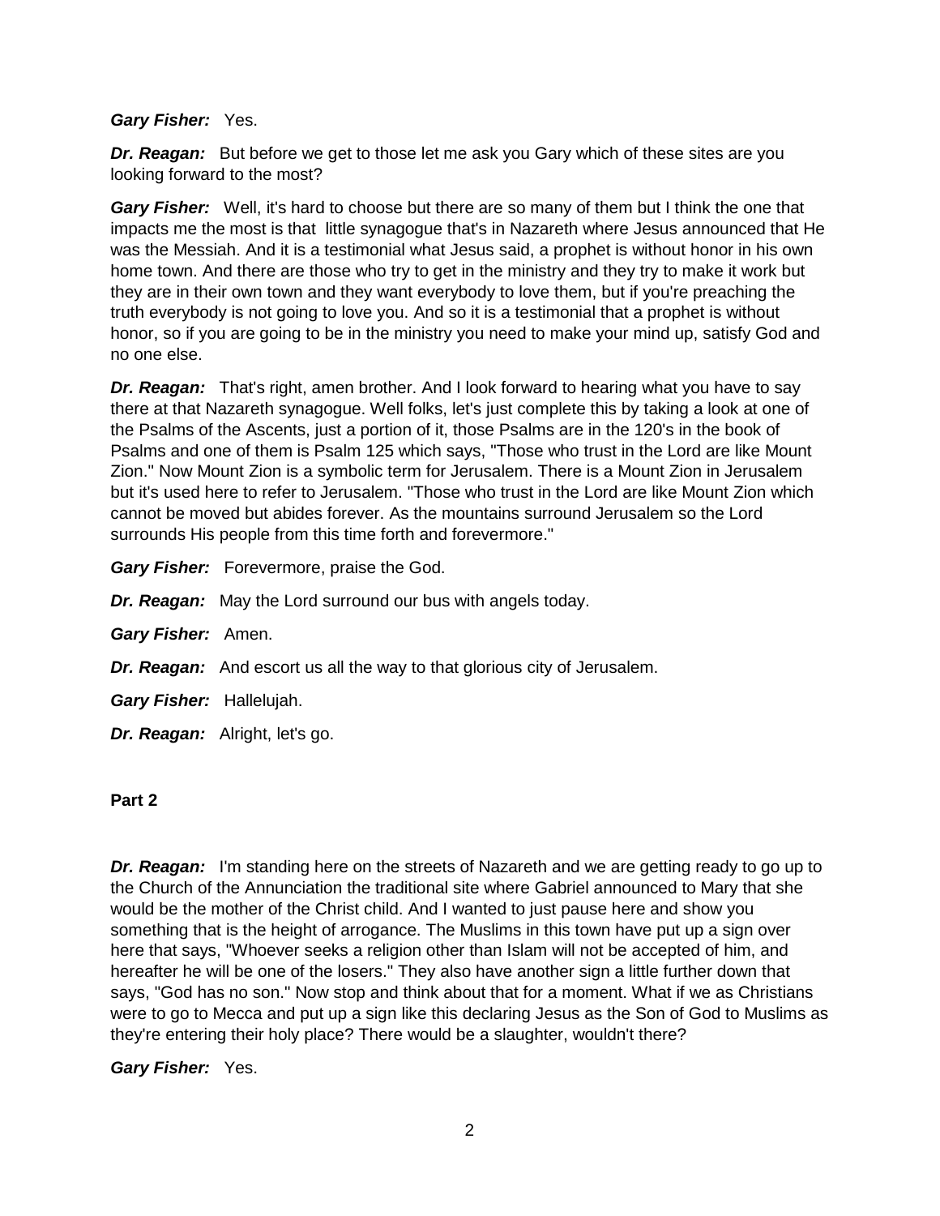***Gary Fisher:*** Yes.

***Dr. Reagan:*** But before we get to those let me ask you Gary which of these sites are you looking forward to the most?

***Gary Fisher:*** Well, it's hard to choose but there are so many of them but I think the one that impacts me the most is that little synagogue that's in Nazareth where Jesus announced that He was the Messiah. And it is a testimonial what Jesus said, a prophet is without honor in his own home town. And there are those who try to get in the ministry and they try to make it work but they are in their own town and they want everybody to love them, but if you're preaching the truth everybody is not going to love you. And so it is a testimonial that a prophet is without honor, so if you are going to be in the ministry you need to make your mind up, satisfy God and no one else.

***Dr. Reagan:*** That's right, amen brother. And I look forward to hearing what you have to say there at that Nazareth synagogue. Well folks, let's just complete this by taking a look at one of the Psalms of the Ascents, just a portion of it, those Psalms are in the 120's in the book of Psalms and one of them is Psalm 125 which says, "Those who trust in the Lord are like Mount Zion." Now Mount Zion is a symbolic term for Jerusalem. There is a Mount Zion in Jerusalem but it's used here to refer to Jerusalem. "Those who trust in the Lord are like Mount Zion which cannot be moved but abides forever. As the mountains surround Jerusalem so the Lord surrounds His people from this time forth and forevermore."

***Gary Fisher:*** Forevermore, praise the God.

***Dr. Reagan:*** May the Lord surround our bus with angels today.

***Gary Fisher:*** Amen.

***Dr. Reagan:*** And escort us all the way to that glorious city of Jerusalem.

***Gary Fisher:*** Hallelujah.

***Dr. Reagan:*** Alright, let's go.

**Part 2**

***Dr. Reagan:*** I'm standing here on the streets of Nazareth and we are getting ready to go up to the Church of the Annunciation the traditional site where Gabriel announced to Mary that she would be the mother of the Christ child. And I wanted to just pause here and show you something that is the height of arrogance. The Muslims in this town have put up a sign over here that says, "Whoever seeks a religion other than Islam will not be accepted of him, and hereafter he will be one of the losers." They also have another sign a little further down that says, "God has no son." Now stop and think about that for a moment. What if we as Christians were to go to Mecca and put up a sign like this declaring Jesus as the Son of God to Muslims as they're entering their holy place? There would be a slaughter, wouldn't there?

***Gary Fisher:*** Yes.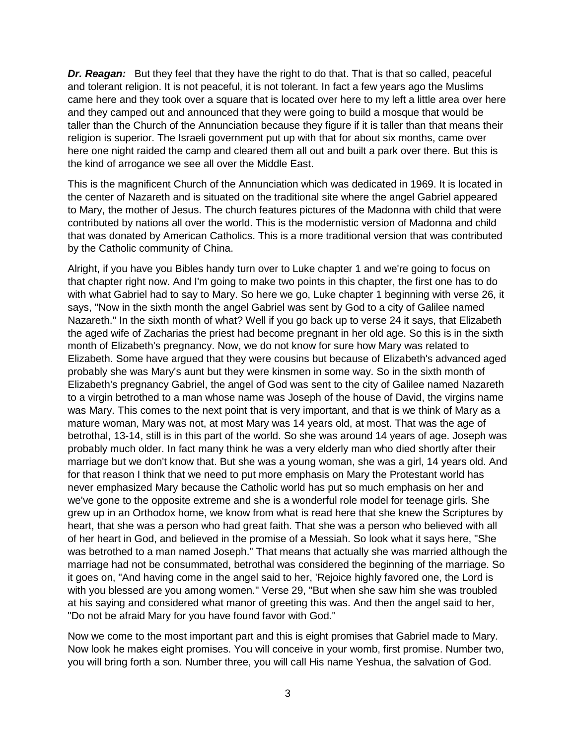***Dr. Reagan:*** But they feel that they have the right to do that. That is that so called, peaceful and tolerant religion. It is not peaceful, it is not tolerant. In fact a few years ago the Muslims came here and they took over a square that is located over here to my left a little area over here and they camped out and announced that they were going to build a mosque that would be taller than the Church of the Annunciation because they figure if it is taller than that means their religion is superior. The Israeli government put up with that for about six months, came over here one night raided the camp and cleared them all out and built a park over there. But this is the kind of arrogance we see all over the Middle East.

This is the magnificent Church of the Annunciation which was dedicated in 1969. It is located in the center of Nazareth and is situated on the traditional site where the angel Gabriel appeared to Mary, the mother of Jesus. The church features pictures of the Madonna with child that were contributed by nations all over the world. This is the modernistic version of Madonna and child that was donated by American Catholics. This is a more traditional version that was contributed by the Catholic community of China.

Alright, if you have you Bibles handy turn over to Luke chapter 1 and we're going to focus on that chapter right now. And I'm going to make two points in this chapter, the first one has to do with what Gabriel had to say to Mary. So here we go, Luke chapter 1 beginning with verse 26, it says, "Now in the sixth month the angel Gabriel was sent by God to a city of Galilee named Nazareth." In the sixth month of what? Well if you go back up to verse 24 it says, that Elizabeth the aged wife of Zacharias the priest had become pregnant in her old age. So this is in the sixth month of Elizabeth's pregnancy. Now, we do not know for sure how Mary was related to Elizabeth. Some have argued that they were cousins but because of Elizabeth's advanced aged probably she was Mary's aunt but they were kinsmen in some way. So in the sixth month of Elizabeth's pregnancy Gabriel, the angel of God was sent to the city of Galilee named Nazareth to a virgin betrothed to a man whose name was Joseph of the house of David, the virgins name was Mary. This comes to the next point that is very important, and that is we think of Mary as a mature woman, Mary was not, at most Mary was 14 years old, at most. That was the age of betrothal, 13-14, still is in this part of the world. So she was around 14 years of age. Joseph was probably much older. In fact many think he was a very elderly man who died shortly after their marriage but we don't know that. But she was a young woman, she was a girl, 14 years old. And for that reason I think that we need to put more emphasis on Mary the Protestant world has never emphasized Mary because the Catholic world has put so much emphasis on her and we've gone to the opposite extreme and she is a wonderful role model for teenage girls. She grew up in an Orthodox home, we know from what is read here that she knew the Scriptures by heart, that she was a person who had great faith. That she was a person who believed with all of her heart in God, and believed in the promise of a Messiah. So look what it says here, "She was betrothed to a man named Joseph." That means that actually she was married although the marriage had not be consummated, betrothal was considered the beginning of the marriage. So it goes on, "And having come in the angel said to her, 'Rejoice highly favored one, the Lord is with you blessed are you among women." Verse 29, "But when she saw him she was troubled at his saying and considered what manor of greeting this was. And then the angel said to her, "Do not be afraid Mary for you have found favor with God."

Now we come to the most important part and this is eight promises that Gabriel made to Mary. Now look he makes eight promises. You will conceive in your womb, first promise. Number two, you will bring forth a son. Number three, you will call His name Yeshua, the salvation of God.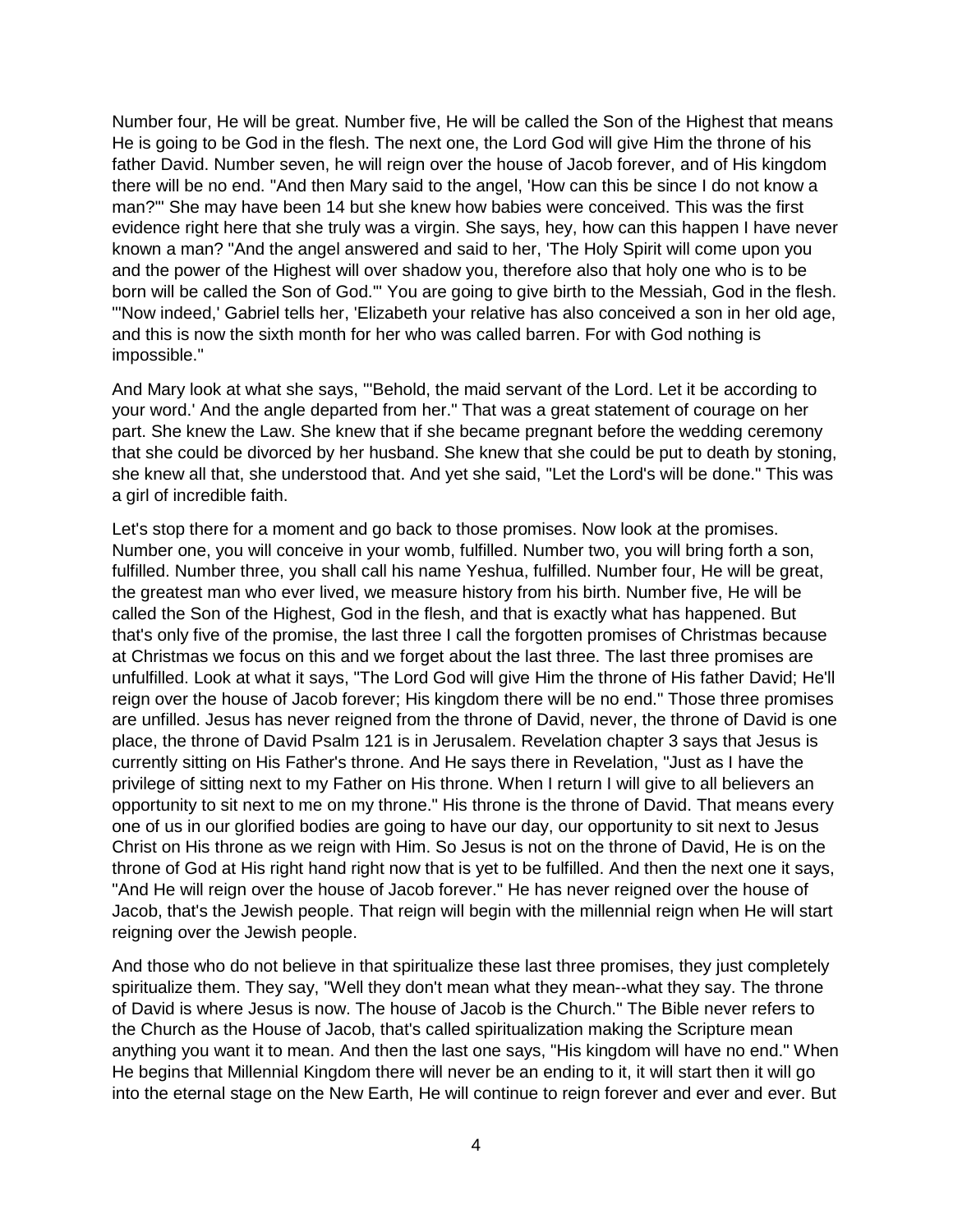Number four, He will be great. Number five, He will be called the Son of the Highest that means He is going to be God in the flesh. The next one, the Lord God will give Him the throne of his father David. Number seven, he will reign over the house of Jacob forever, and of His kingdom there will be no end. "And then Mary said to the angel, 'How can this be since I do not know a man?'" She may have been 14 but she knew how babies were conceived. This was the first evidence right here that she truly was a virgin. She says, hey, how can this happen I have never known a man? "And the angel answered and said to her, 'The Holy Spirit will come upon you and the power of the Highest will over shadow you, therefore also that holy one who is to be born will be called the Son of God.'" You are going to give birth to the Messiah, God in the flesh. "'Now indeed,' Gabriel tells her, 'Elizabeth your relative has also conceived a son in her old age, and this is now the sixth month for her who was called barren. For with God nothing is impossible."

And Mary look at what she says, "'Behold, the maid servant of the Lord. Let it be according to your word.' And the angle departed from her." That was a great statement of courage on her part. She knew the Law. She knew that if she became pregnant before the wedding ceremony that she could be divorced by her husband. She knew that she could be put to death by stoning, she knew all that, she understood that. And yet she said, "Let the Lord's will be done." This was a girl of incredible faith.

Let's stop there for a moment and go back to those promises. Now look at the promises. Number one, you will conceive in your womb, fulfilled. Number two, you will bring forth a son, fulfilled. Number three, you shall call his name Yeshua, fulfilled. Number four, He will be great, the greatest man who ever lived, we measure history from his birth. Number five, He will be called the Son of the Highest, God in the flesh, and that is exactly what has happened. But that's only five of the promise, the last three I call the forgotten promises of Christmas because at Christmas we focus on this and we forget about the last three. The last three promises are unfulfilled. Look at what it says, "The Lord God will give Him the throne of His father David; He'll reign over the house of Jacob forever; His kingdom there will be no end." Those three promises are unfilled. Jesus has never reigned from the throne of David, never, the throne of David is one place, the throne of David Psalm 121 is in Jerusalem. Revelation chapter 3 says that Jesus is currently sitting on His Father's throne. And He says there in Revelation, "Just as I have the privilege of sitting next to my Father on His throne. When I return I will give to all believers an opportunity to sit next to me on my throne." His throne is the throne of David. That means every one of us in our glorified bodies are going to have our day, our opportunity to sit next to Jesus Christ on His throne as we reign with Him. So Jesus is not on the throne of David, He is on the throne of God at His right hand right now that is yet to be fulfilled. And then the next one it says, "And He will reign over the house of Jacob forever." He has never reigned over the house of Jacob, that's the Jewish people. That reign will begin with the millennial reign when He will start reigning over the Jewish people.

And those who do not believe in that spiritualize these last three promises, they just completely spiritualize them. They say, "Well they don't mean what they mean--what they say. The throne of David is where Jesus is now. The house of Jacob is the Church." The Bible never refers to the Church as the House of Jacob, that's called spiritualization making the Scripture mean anything you want it to mean. And then the last one says, "His kingdom will have no end." When He begins that Millennial Kingdom there will never be an ending to it, it will start then it will go into the eternal stage on the New Earth, He will continue to reign forever and ever and ever. But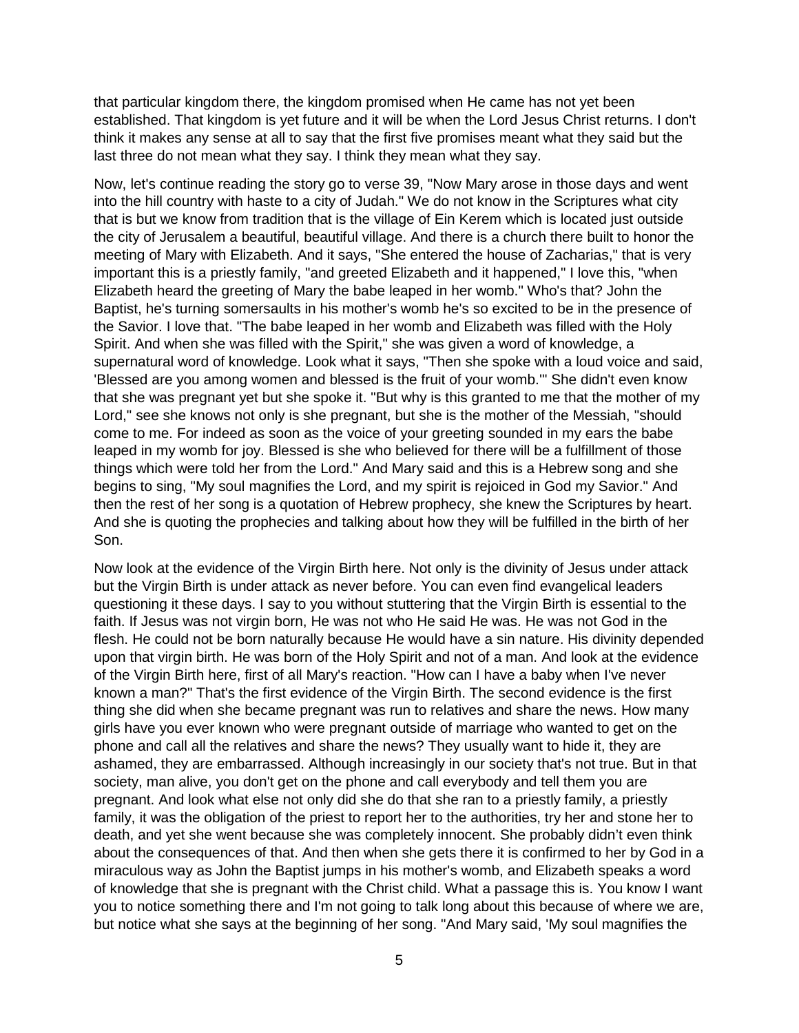that particular kingdom there, the kingdom promised when He came has not yet been established. That kingdom is yet future and it will be when the Lord Jesus Christ returns. I don't think it makes any sense at all to say that the first five promises meant what they said but the last three do not mean what they say. I think they mean what they say.

Now, let's continue reading the story go to verse 39, "Now Mary arose in those days and went into the hill country with haste to a city of Judah." We do not know in the Scriptures what city that is but we know from tradition that is the village of Ein Kerem which is located just outside the city of Jerusalem a beautiful, beautiful village. And there is a church there built to honor the meeting of Mary with Elizabeth. And it says, "She entered the house of Zacharias," that is very important this is a priestly family, "and greeted Elizabeth and it happened," I love this, "when Elizabeth heard the greeting of Mary the babe leaped in her womb." Who's that? John the Baptist, he's turning somersaults in his mother's womb he's so excited to be in the presence of the Savior. I love that. "The babe leaped in her womb and Elizabeth was filled with the Holy Spirit. And when she was filled with the Spirit," she was given a word of knowledge, a supernatural word of knowledge. Look what it says, "Then she spoke with a loud voice and said, 'Blessed are you among women and blessed is the fruit of your womb.'" She didn't even know that she was pregnant yet but she spoke it. "But why is this granted to me that the mother of my Lord," see she knows not only is she pregnant, but she is the mother of the Messiah, "should come to me. For indeed as soon as the voice of your greeting sounded in my ears the babe leaped in my womb for joy. Blessed is she who believed for there will be a fulfillment of those things which were told her from the Lord." And Mary said and this is a Hebrew song and she begins to sing, "My soul magnifies the Lord, and my spirit is rejoiced in God my Savior." And then the rest of her song is a quotation of Hebrew prophecy, she knew the Scriptures by heart. And she is quoting the prophecies and talking about how they will be fulfilled in the birth of her Son.

Now look at the evidence of the Virgin Birth here. Not only is the divinity of Jesus under attack but the Virgin Birth is under attack as never before. You can even find evangelical leaders questioning it these days. I say to you without stuttering that the Virgin Birth is essential to the faith. If Jesus was not virgin born, He was not who He said He was. He was not God in the flesh. He could not be born naturally because He would have a sin nature. His divinity depended upon that virgin birth. He was born of the Holy Spirit and not of a man. And look at the evidence of the Virgin Birth here, first of all Mary's reaction. "How can I have a baby when I've never known a man?" That's the first evidence of the Virgin Birth. The second evidence is the first thing she did when she became pregnant was run to relatives and share the news. How many girls have you ever known who were pregnant outside of marriage who wanted to get on the phone and call all the relatives and share the news? They usually want to hide it, they are ashamed, they are embarrassed. Although increasingly in our society that's not true. But in that society, man alive, you don't get on the phone and call everybody and tell them you are pregnant. And look what else not only did she do that she ran to a priestly family, a priestly family, it was the obligation of the priest to report her to the authorities, try her and stone her to death, and yet she went because she was completely innocent. She probably didn't even think about the consequences of that. And then when she gets there it is confirmed to her by God in a miraculous way as John the Baptist jumps in his mother's womb, and Elizabeth speaks a word of knowledge that she is pregnant with the Christ child. What a passage this is. You know I want you to notice something there and I'm not going to talk long about this because of where we are, but notice what she says at the beginning of her song. "And Mary said, 'My soul magnifies the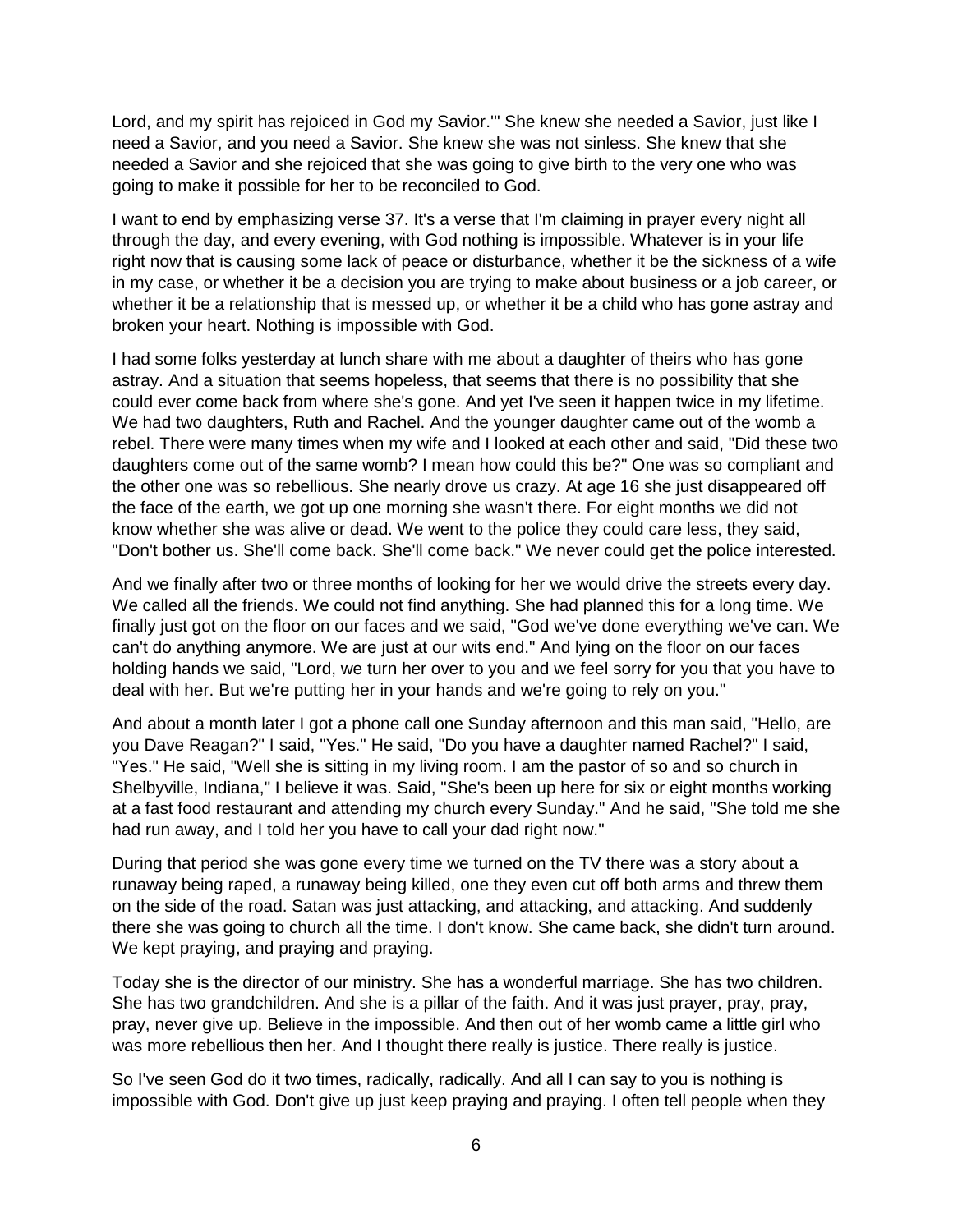Lord, and my spirit has rejoiced in God my Savior.'" She knew she needed a Savior, just like I need a Savior, and you need a Savior. She knew she was not sinless. She knew that she needed a Savior and she rejoiced that she was going to give birth to the very one who was going to make it possible for her to be reconciled to God.

I want to end by emphasizing verse 37. It's a verse that I'm claiming in prayer every night all through the day, and every evening, with God nothing is impossible. Whatever is in your life right now that is causing some lack of peace or disturbance, whether it be the sickness of a wife in my case, or whether it be a decision you are trying to make about business or a job career, or whether it be a relationship that is messed up, or whether it be a child who has gone astray and broken your heart. Nothing is impossible with God.

I had some folks yesterday at lunch share with me about a daughter of theirs who has gone astray. And a situation that seems hopeless, that seems that there is no possibility that she could ever come back from where she's gone. And yet I've seen it happen twice in my lifetime. We had two daughters, Ruth and Rachel. And the younger daughter came out of the womb a rebel. There were many times when my wife and I looked at each other and said, "Did these two daughters come out of the same womb? I mean how could this be?" One was so compliant and the other one was so rebellious. She nearly drove us crazy. At age 16 she just disappeared off the face of the earth, we got up one morning she wasn't there. For eight months we did not know whether she was alive or dead. We went to the police they could care less, they said, "Don't bother us. She'll come back. She'll come back." We never could get the police interested.

And we finally after two or three months of looking for her we would drive the streets every day. We called all the friends. We could not find anything. She had planned this for a long time. We finally just got on the floor on our faces and we said, "God we've done everything we've can. We can't do anything anymore. We are just at our wits end." And lying on the floor on our faces holding hands we said, "Lord, we turn her over to you and we feel sorry for you that you have to deal with her. But we're putting her in your hands and we're going to rely on you."

And about a month later I got a phone call one Sunday afternoon and this man said, "Hello, are you Dave Reagan?" I said, "Yes." He said, "Do you have a daughter named Rachel?" I said, "Yes." He said, "Well she is sitting in my living room. I am the pastor of so and so church in Shelbyville, Indiana," I believe it was. Said, "She's been up here for six or eight months working at a fast food restaurant and attending my church every Sunday." And he said, "She told me she had run away, and I told her you have to call your dad right now."

During that period she was gone every time we turned on the TV there was a story about a runaway being raped, a runaway being killed, one they even cut off both arms and threw them on the side of the road. Satan was just attacking, and attacking, and attacking. And suddenly there she was going to church all the time. I don't know. She came back, she didn't turn around. We kept praying, and praying and praying.

Today she is the director of our ministry. She has a wonderful marriage. She has two children. She has two grandchildren. And she is a pillar of the faith. And it was just prayer, pray, pray, pray, never give up. Believe in the impossible. And then out of her womb came a little girl who was more rebellious then her. And I thought there really is justice. There really is justice.

So I've seen God do it two times, radically, radically. And all I can say to you is nothing is impossible with God. Don't give up just keep praying and praying. I often tell people when they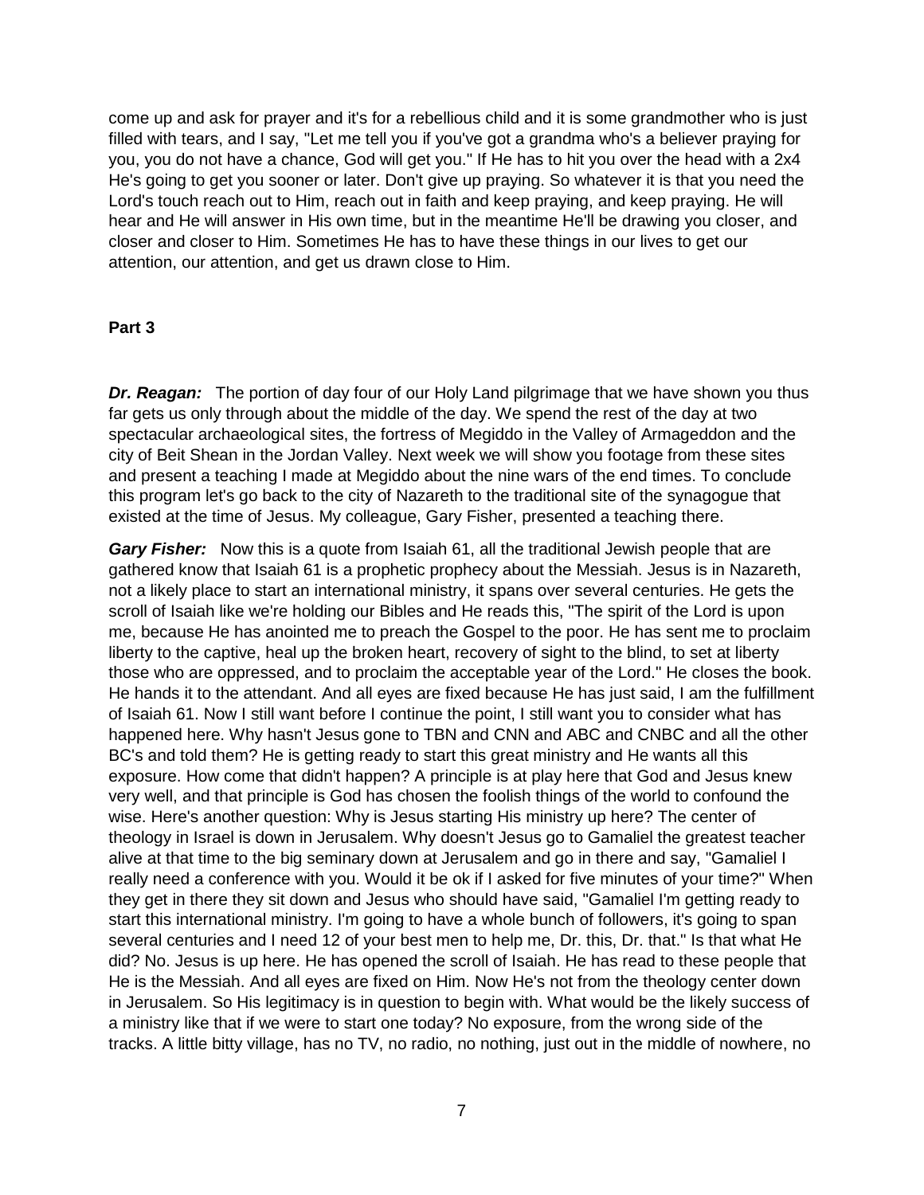come up and ask for prayer and it's for a rebellious child and it is some grandmother who is just filled with tears, and I say, "Let me tell you if you've got a grandma who's a believer praying for you, you do not have a chance, God will get you." If He has to hit you over the head with a 2x4 He's going to get you sooner or later. Don't give up praying. So whatever it is that you need the Lord's touch reach out to Him, reach out in faith and keep praying, and keep praying. He will hear and He will answer in His own time, but in the meantime He'll be drawing you closer, and closer and closer to Him. Sometimes He has to have these things in our lives to get our attention, our attention, and get us drawn close to Him.

**Part 3**

***Dr. Reagan:*** The portion of day four of our Holy Land pilgrimage that we have shown you thus far gets us only through about the middle of the day. We spend the rest of the day at two spectacular archaeological sites, the fortress of Megiddo in the Valley of Armageddon and the city of Beit Shean in the Jordan Valley. Next week we will show you footage from these sites and present a teaching I made at Megiddo about the nine wars of the end times. To conclude this program let's go back to the city of Nazareth to the traditional site of the synagogue that existed at the time of Jesus. My colleague, Gary Fisher, presented a teaching there.

***Gary Fisher:*** Now this is a quote from Isaiah 61, all the traditional Jewish people that are gathered know that Isaiah 61 is a prophetic prophecy about the Messiah. Jesus is in Nazareth, not a likely place to start an international ministry, it spans over several centuries. He gets the scroll of Isaiah like we're holding our Bibles and He reads this, "The spirit of the Lord is upon me, because He has anointed me to preach the Gospel to the poor. He has sent me to proclaim liberty to the captive, heal up the broken heart, recovery of sight to the blind, to set at liberty those who are oppressed, and to proclaim the acceptable year of the Lord." He closes the book. He hands it to the attendant. And all eyes are fixed because He has just said, I am the fulfillment of Isaiah 61. Now I still want before I continue the point, I still want you to consider what has happened here. Why hasn't Jesus gone to TBN and CNN and ABC and CNBC and all the other BC's and told them? He is getting ready to start this great ministry and He wants all this exposure. How come that didn't happen? A principle is at play here that God and Jesus knew very well, and that principle is God has chosen the foolish things of the world to confound the wise. Here's another question: Why is Jesus starting His ministry up here? The center of theology in Israel is down in Jerusalem. Why doesn't Jesus go to Gamaliel the greatest teacher alive at that time to the big seminary down at Jerusalem and go in there and say, "Gamaliel I really need a conference with you. Would it be ok if I asked for five minutes of your time?" When they get in there they sit down and Jesus who should have said, "Gamaliel I'm getting ready to start this international ministry. I'm going to have a whole bunch of followers, it's going to span several centuries and I need 12 of your best men to help me, Dr. this, Dr. that." Is that what He did? No. Jesus is up here. He has opened the scroll of Isaiah. He has read to these people that He is the Messiah. And all eyes are fixed on Him. Now He's not from the theology center down in Jerusalem. So His legitimacy is in question to begin with. What would be the likely success of a ministry like that if we were to start one today? No exposure, from the wrong side of the tracks. A little bitty village, has no TV, no radio, no nothing, just out in the middle of nowhere, no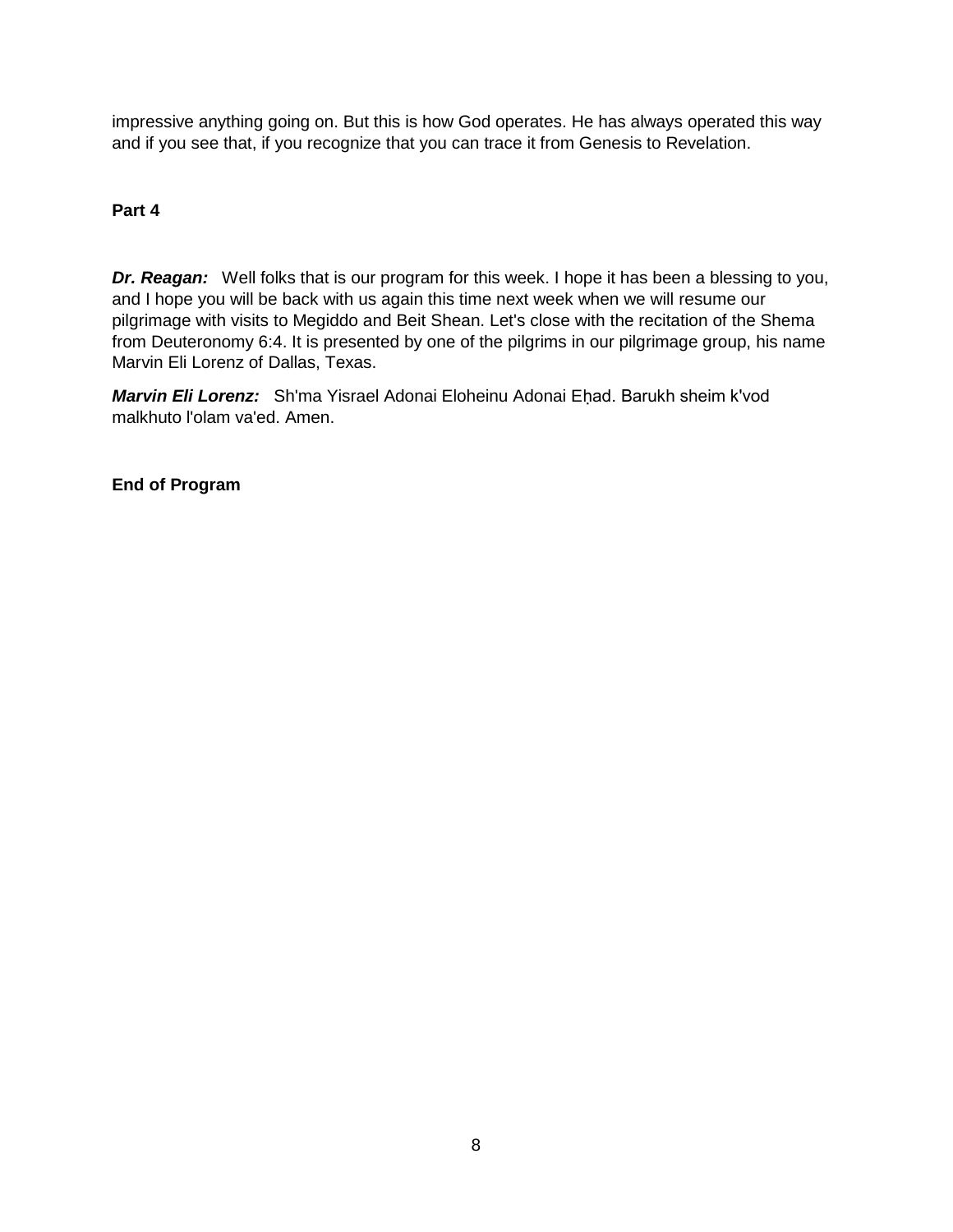impressive anything going on. But this is how God operates. He has always operated this way and if you see that, if you recognize that you can trace it from Genesis to Revelation.

**Part 4**

***Dr. Reagan:*** Well folks that is our program for this week. I hope it has been a blessing to you, and I hope you will be back with us again this time next week when we will resume our pilgrimage with visits to Megiddo and Beit Shean. Let's close with the recitation of the Shema from Deuteronomy 6:4. It is presented by one of the pilgrims in our pilgrimage group, his name Marvin Eli Lorenz of Dallas, Texas.

***Marvin Eli Lorenz:*** Sh'ma Yisrael Adonai Eloheinu Adonai Eḥad. Barukh sheim k'vod malkhuto l'olam va'ed. Amen.

**End of Program**